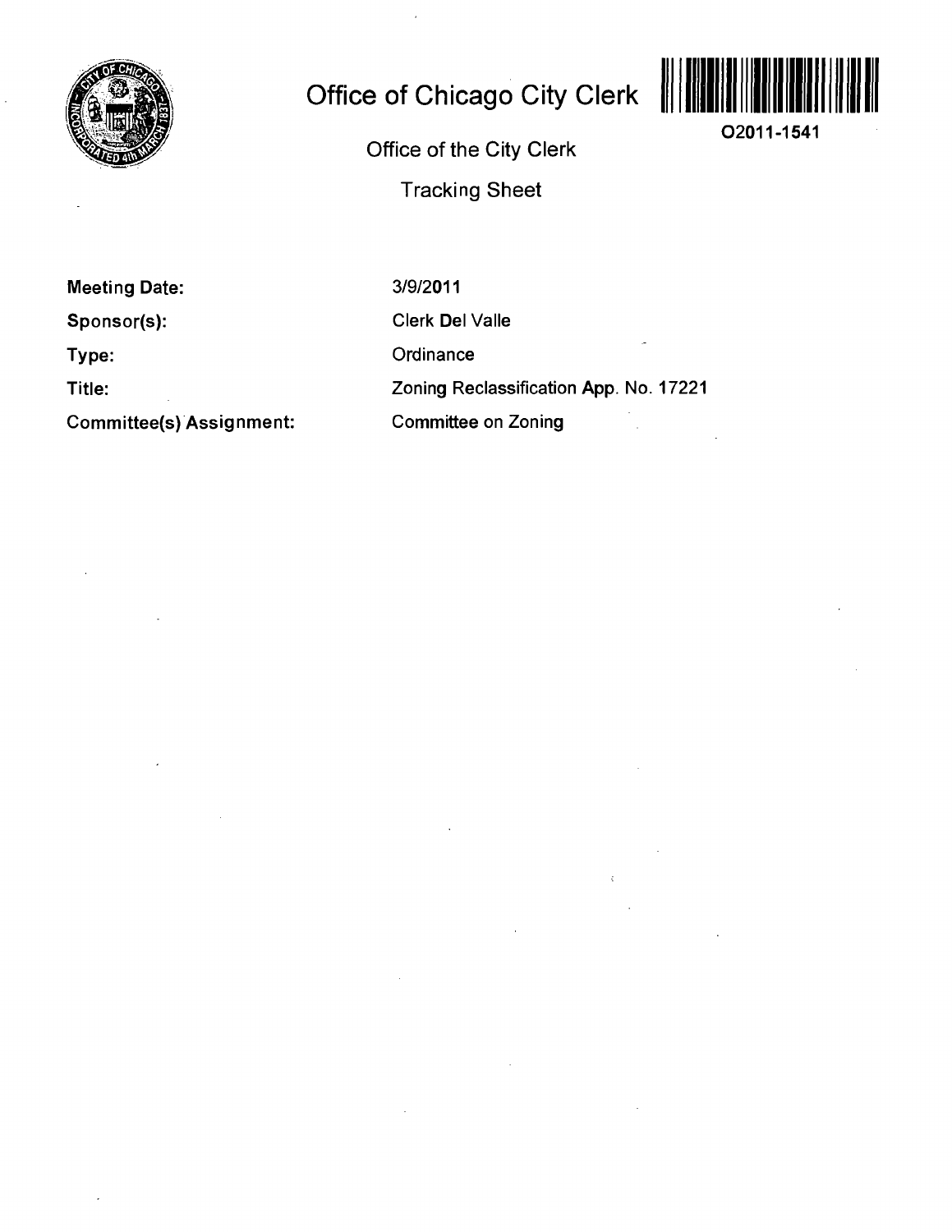# Office of Chicago City Clerk

O2011-1541

Office of the City Clerk

Tracking Sheet

**Meeting Date:** 3/9/2011

**Sponsor(s):** Clerk Del Valle

**Type:** Ordinance

**Title:** Zoning Reclassification App. No. 17221

**Committee(s) Assignment:** Committee on Zoning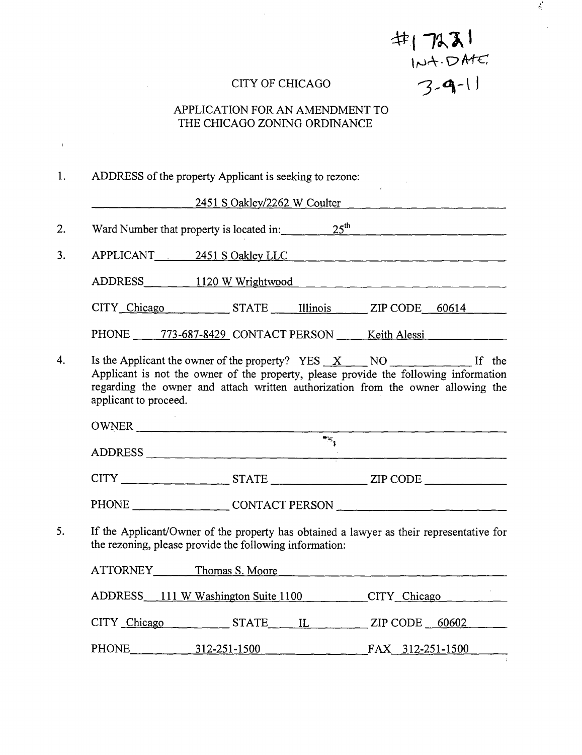#17231
INT. DATE:
3-9-11

# CITY OF CHICAGO

## APPLICATION FOR AN AMENDMENT TO THE CHICAGO ZONING ORDINANCE

1. ADDRESS of the property Applicant is seeking to rezone:

   2451 S Oakley/2262 W Coulter

2. Ward Number that property is located in: 25th

3. APPLICANT 2451 S Oakley LLC

   ADDRESS 1120 W Wrightwood

   CITY Chicago STATE Illinois ZIP CODE 60614

   PHONE 773-687-8429 CONTACT PERSON Keith Alessi

4. Is the Applicant the owner of the property? YES X NO ______ If the Applicant is not the owner of the property, please provide the following information regarding the owner and attach written authorization from the owner allowing the applicant to proceed.

   OWNER ______

   ADDRESS ______

   CITY ______ STATE ______ ZIP CODE ______

   PHONE ______ CONTACT PERSON ______

5. If the Applicant/Owner of the property has obtained a lawyer as their representative for the rezoning, please provide the following information:

   ATTORNEY Thomas S. Moore

   ADDRESS 111 W Washington Suite 1100 CITY Chicago

   CITY Chicago STATE IL ZIP CODE 60602

   PHONE 312-251-1500 FAX 312-251-1500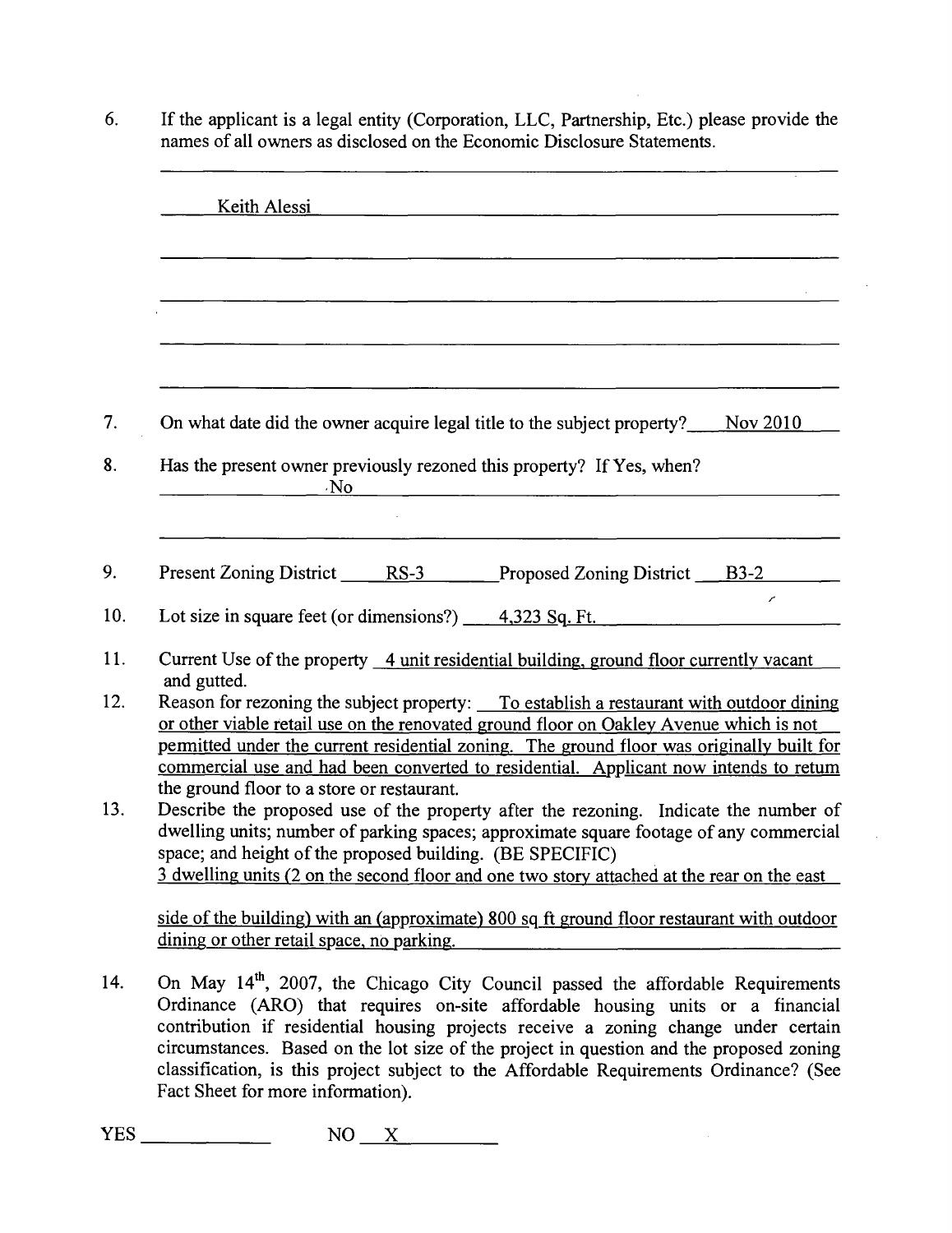6. If the applicant is a legal entity (Corporation, LLC, Partnership, Etc.) please provide the names of all owners as disclosed on the Economic Disclosure Statements.

   Keith Alessi

7. On what date did the owner acquire legal title to the subject property? Nov 2010

8. Has the present owner previously rezoned this property? If Yes, when?
   No

9. Present Zoning District RS-3 Proposed Zoning District B3-2

10. Lot size in square feet (or dimensions?) 4,323 Sq. Ft.

11. Current Use of the property 4 unit residential building, ground floor currently vacant and gutted.

12. Reason for rezoning the subject property: To establish a restaurant with outdoor dining or other viable retail use on the renovated ground floor on Oakley Avenue which is not permitted under the current residential zoning. The ground floor was originally built for commercial use and had been converted to residential. Applicant now intends to return the ground floor to a store or restaurant.

13. Describe the proposed use of the property after the rezoning. Indicate the number of dwelling units; number of parking spaces; approximate square footage of any commercial space; and height of the proposed building. (BE SPECIFIC)
    3 dwelling units (2 on the second floor and one two story attached at the rear on the east side of the building) with an (approximate) 800 sq ft ground floor restaurant with outdoor dining or other retail space, no parking.

14. On May 14th, 2007, the Chicago City Council passed the affordable Requirements Ordinance (ARO) that requires on-site affordable housing units or a financial contribution if residential housing projects receive a zoning change under certain circumstances. Based on the lot size of the project in question and the proposed zoning classification, is this project subject to the Affordable Requirements Ordinance? (See Fact Sheet for more information).

YES ______ NO X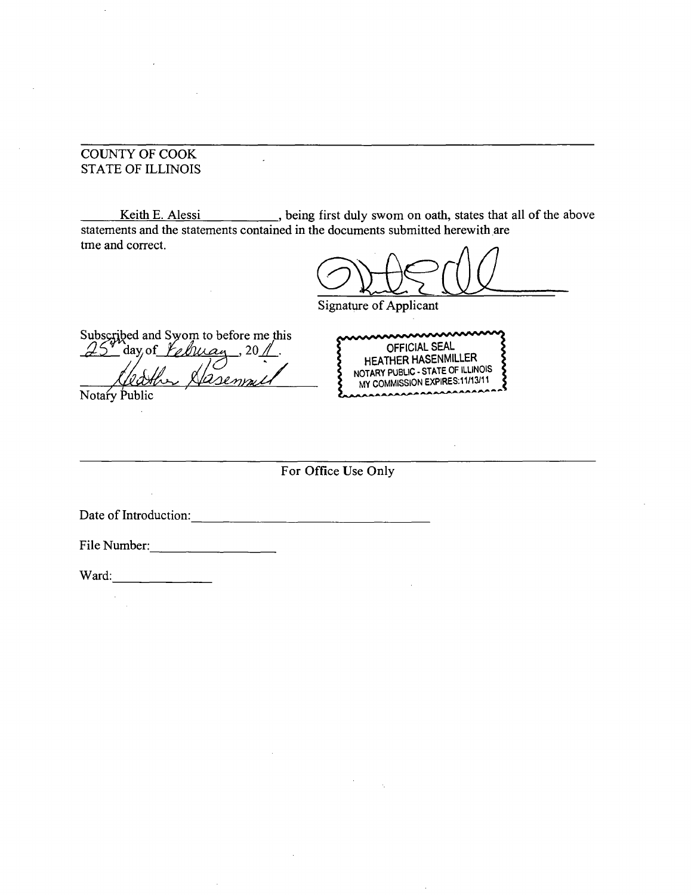COUNTY OF COOK
STATE OF ILLINOIS

Keith E. Alessi, being first duly swom on oath, states that all of the above statements and the statements contained in the documents submitted herewith are tme and correct.

Signature of Applicant

Subscribed and Swom to before me this 25th day of February, 2011.

Heather Hasenmiller
Notary Public

OFFICIAL SEAL
HEATHER HASENMILLER
NOTARY PUBLIC - STATE OF ILLINOIS
MY COMMISSION EXPIRES:11/13/11

For Office Use Only

Date of Introduction: ____________________

File Number: ____________

Ward: __________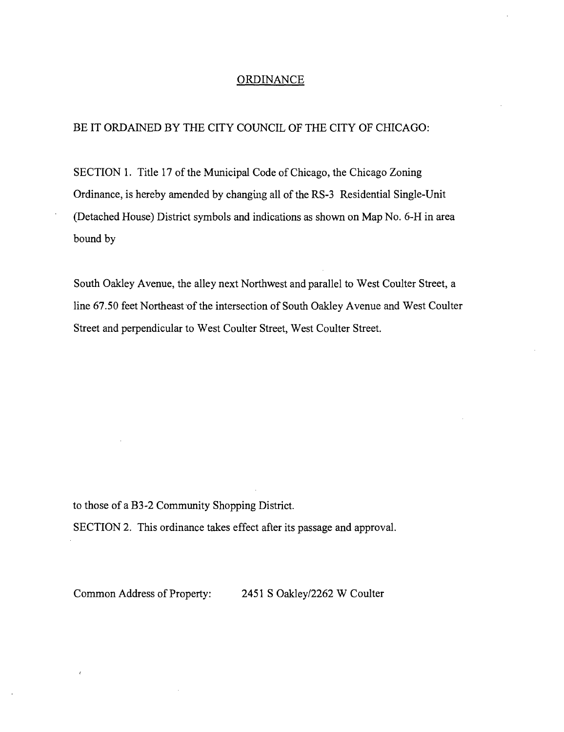# ORDINANCE

BE IT ORDAINED BY THE CITY COUNCIL OF THE CITY OF CHICAGO:

SECTION 1. Title 17 of the Municipal Code of Chicago, the Chicago Zoning Ordinance, is hereby amended by changing all of the RS-3 Residential Single-Unit (Detached House) District symbols and indications as shown on Map No. 6-H in area bound by

South Oakley Avenue, the alley next Northwest and parallel to West Coulter Street, a line 67.50 feet Northeast of the intersection of South Oakley Avenue and West Coulter Street and perpendicular to West Coulter Street, West Coulter Street.

to those of a B3-2 Community Shopping District.

SECTION 2. This ordinance takes effect after its passage and approval.

Common Address of Property: 2451 S Oakley/2262 W Coulter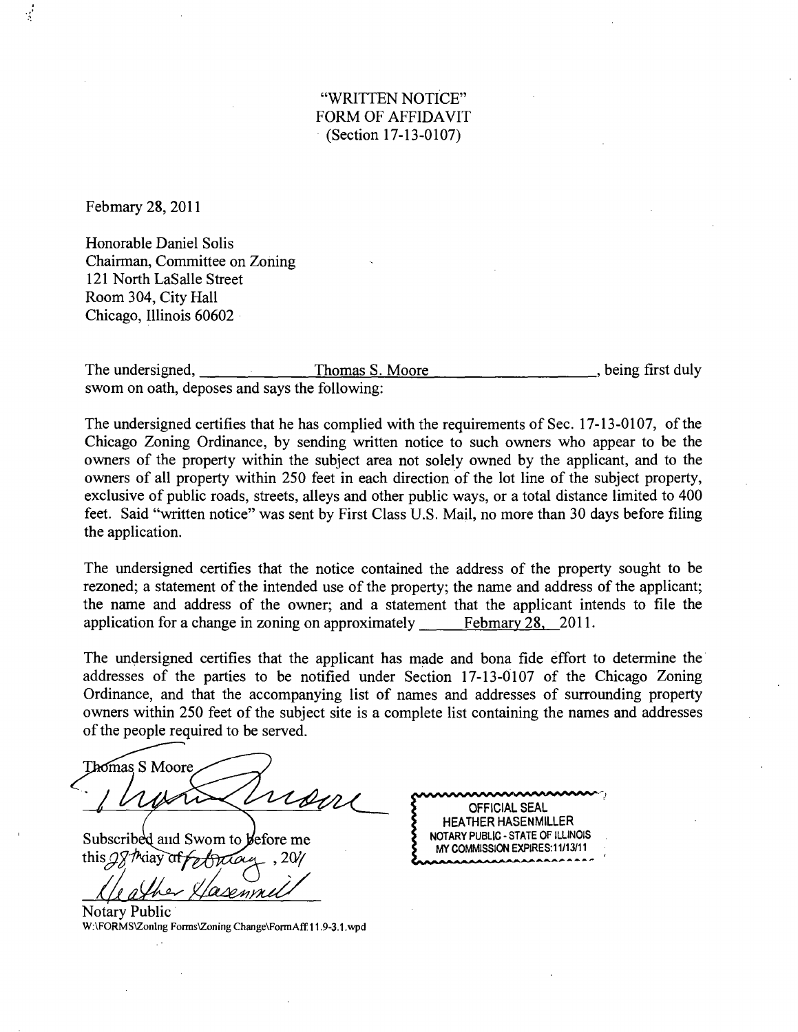"WRITTEN NOTICE"
FORM OF AFFIDAVIT
(Section 17-13-0107)

Febmary 28, 2011

Honorable Daniel Solis
Chairman, Committee on Zoning
121 North LaSalle Street
Room 304, City Hall
Chicago, Illinois 60602

The undersigned, Thomas S. Moore, being first duly swom on oath, deposes and says the following:

The undersigned certifies that he has complied with the requirements of Sec. 17-13-0107, of the Chicago Zoning Ordinance, by sending written notice to such owners who appear to be the owners of the property within the subject area not solely owned by the applicant, and to the owners of all property within 250 feet in each direction of the lot line of the subject property, exclusive of public roads, streets, alleys and other public ways, or a total distance limited to 400 feet. Said "written notice" was sent by First Class U.S. Mail, no more than 30 days before filing the application.

The undersigned certifies that the notice contained the address of the property sought to be rezoned; a statement of the intended use of the property; the name and address of the applicant; the name and address of the owner; and a statement that the applicant intends to file the application for a change in zoning on approximately Febmary 28, 2011.

The undersigned certifies that the applicant has made and bona fide effort to determine the addresses of the parties to be notified under Section 17-13-0107 of the Chicago Zoning Ordinance, and that the accompanying list of names and addresses of surrounding property owners within 250 feet of the subject site is a complete list containing the names and addresses of the people required to be served.

Thomas S Moore

Subscribed and Swom to before me
this 28th day of February, 2011

Notary Public

OFFICIAL SEAL
HEATHER HASENMILLER
NOTARY PUBLIC - STATE OF ILLINOIS
MY COMMISSION EXPIRES:11/13/11

W:\FORMS\Zoning Forms\Zoning Change\FormAff.11.9-3.1.wpd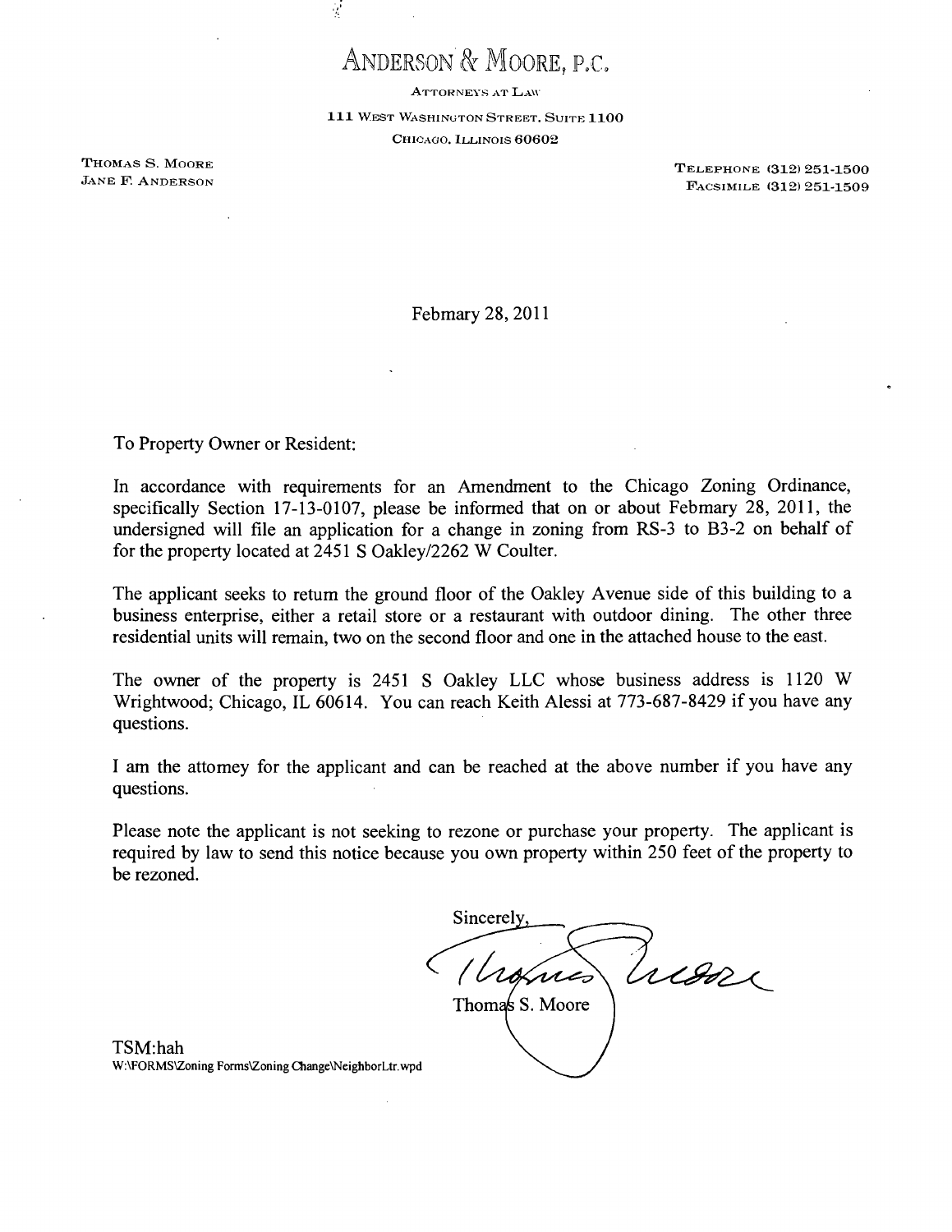# ANDERSON & MOORE, P.C.

ATTORNEYS AT LAW

111 WEST WASHINGTON STREET, SUITE 1100

CHICAGO, ILLINOIS 60602

THOMAS S. MOORE
JANE F. ANDERSON

TELEPHONE (312) 251-1500
FACSIMILE (312) 251-1509

Febmary 28, 2011

To Property Owner or Resident:

In accordance with requirements for an Amendment to the Chicago Zoning Ordinance, specifically Section 17-13-0107, please be informed that on or about Febmary 28, 2011, the undersigned will file an application for a change in zoning from RS-3 to B3-2 on behalf of for the property located at 2451 S Oakley/2262 W Coulter.

The applicant seeks to retum the ground floor of the Oakley Avenue side of this building to a business enterprise, either a retail store or a restaurant with outdoor dining. The other three residential units will remain, two on the second floor and one in the attached house to the east.

The owner of the property is 2451 S Oakley LLC whose business address is 1120 W Wrightwood; Chicago, IL 60614. You can reach Keith Alessi at 773-687-8429 if you have any questions.

I am the attomey for the applicant and can be reached at the above number if you have any questions.

Please note the applicant is not seeking to rezone or purchase your property. The applicant is required by law to send this notice because you own property within 250 feet of the property to be rezoned.

Sincerely,

Thomas S. Moore

TSM:hah
W:\FORMS\Zoning Forms\Zoning Change\NeighborLtr.wpd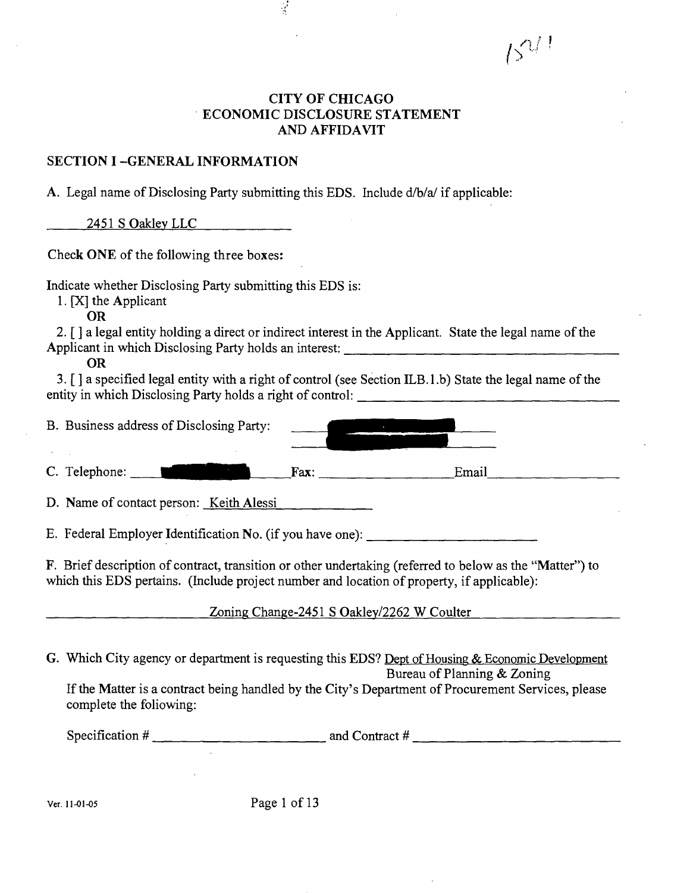# CITY OF CHICAGO ECONOMIC DISCLOSURE STATEMENT AND AFFIDAVIT

## SECTION I -GENERAL INFORMATION

A. Legal name of Disclosing Party submitting this EDS. Include d/b/a/ if applicable:

2451 S Oakley LLC

Check **ONE** of the following three boxes:

Indicate whether Disclosing Party submitting this EDS is:

1. [X] the Applicant

**OR**

2. [ ] a legal entity holding a direct or indirect interest in the Applicant. State the legal name of the Applicant in which Disclosing Party holds an interest: ________________________

**OR**

3. [ ] a specified legal entity with a right of control (see Section II.B.1.b) State the legal name of the entity in which Disclosing Party holds a right of control: ________________________

B. Business address of Disclosing Party: [REDACTED]

C. Telephone: [REDACTED] Fax: ____________ Email ____________

D. Name of contact person: Keith Alessi

E. Federal Employer Identification No. (if you have one): ____________

F. Brief description of contract, transition or other undertaking (referred to below as the "Matter") to which this EDS pertains. (Include project number and location of property, if applicable):

Zoning Change-2451 S Oakley/2262 W Coulter

G. Which City agency or department is requesting this EDS? Dept of Housing & Economic Development Bureau of Planning & Zoning

If the Matter is a contract being handled by the City's Department of Procurement Services, please complete the following:

Specification # ____________ and Contract # ____________

Ver. 11-01-05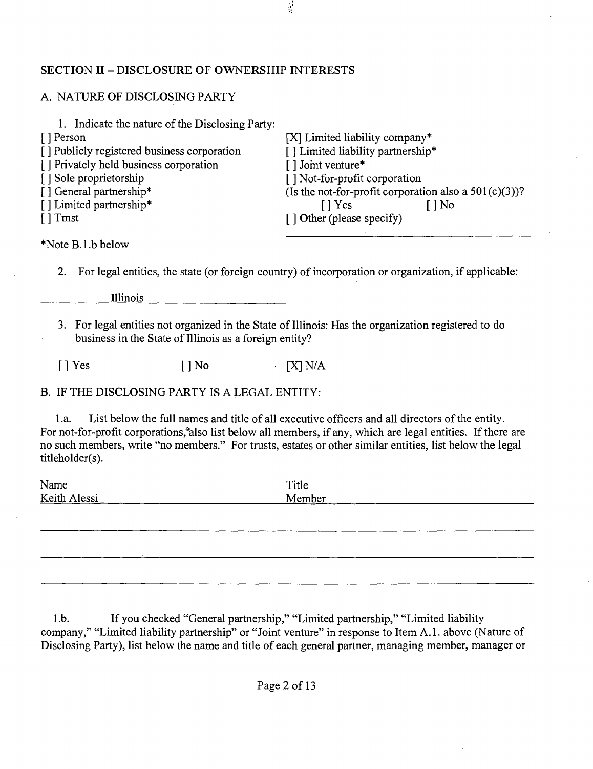## SECTION II – DISCLOSURE OF OWNERSHIP INTERESTS

### A. NATURE OF DISCLOSING PARTY

1. Indicate the nature of the Disclosing Party:

[ ] Person
[ ] Publicly registered business corporation
[ ] Privately held business corporation
[ ] Sole proprietorship
[ ] General partnership*
[ ] Limited partnership*
[ ] Tmst
[X] Limited liability company*
[ ] Limited liability partnership*
[ ] Joint venture*
[ ] Not-for-profit corporation
(Is the not-for-profit corporation also a 501(c)(3))?
[ ] Yes [ ] No
[ ] Other (please specify)

*Note B.1.b below

2. For legal entities, the state (or foreign country) of incorporation or organization, if applicable:

Illinois

3. For legal entities not organized in the State of Illinois: Has the organization registered to do business in the State of Illinois as a foreign entity?

[ ] Yes [ ] No [X] N/A

### B. IF THE DISCLOSING PARTY IS A LEGAL ENTITY:

1.a. List below the full names and title of all executive officers and all directors of the entity. For not-for-profit corporations, also list below all members, if any, which are legal entities. If there are no such members, write "no members." For trusts, estates or other similar entities, list below the legal titleholder(s).

| Name | Title |
|---|---|
| Keith Alessi | Member |
| | |
| | |
| | |

1.b. If you checked "General partnership," "Limited partnership," "Limited liability company," "Limited liability partnership" or "Joint venture" in response to Item A.1. above (Nature of Disclosing Party), list below the name and title of each general partner, managing member, manager or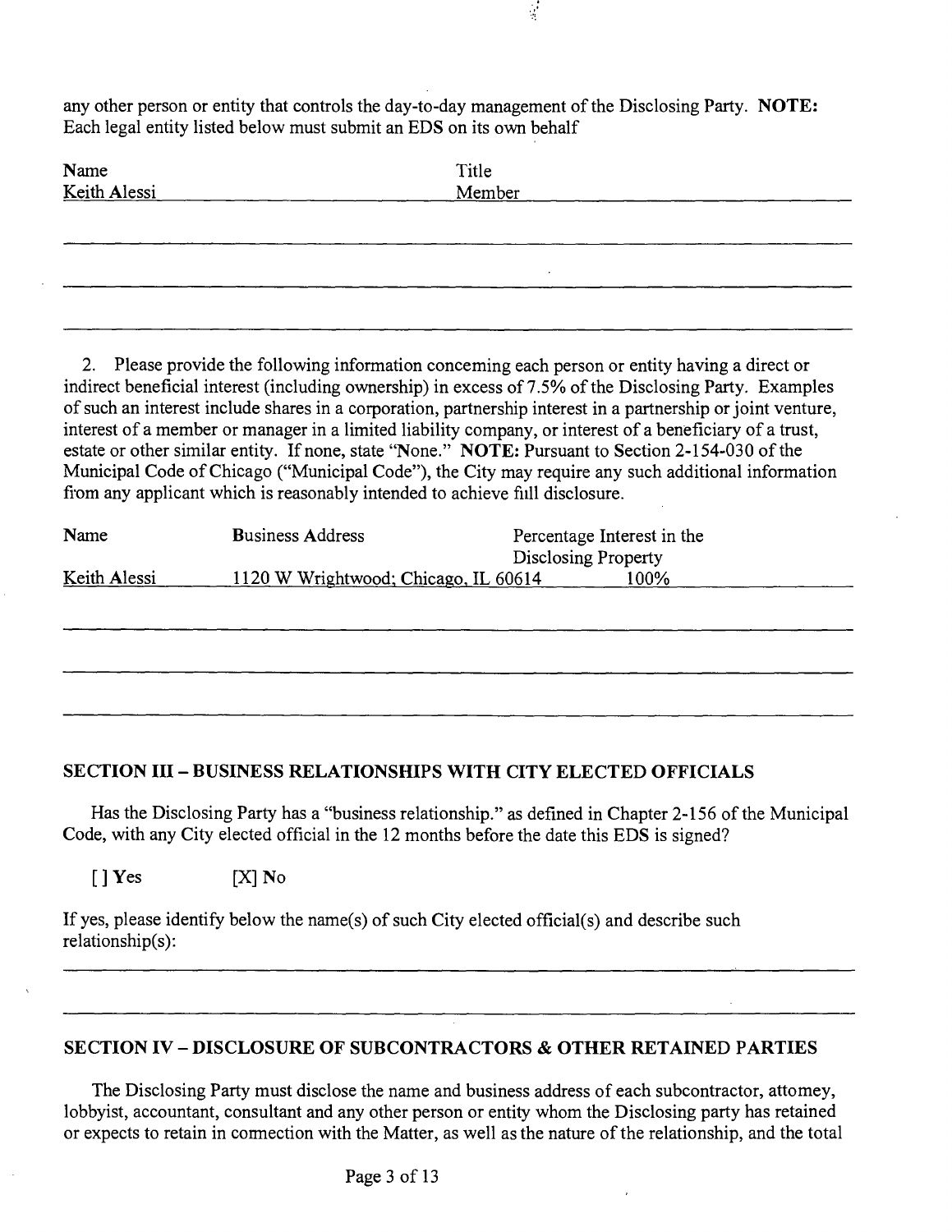any other person or entity that controls the day-to-day management of the Disclosing Party. **NOTE:** Each legal entity listed below must submit an EDS on its own behalf

| Name | Title |
|---|---|
| Keith Alessi | Member |

2. Please provide the following information conceming each person or entity having a direct or indirect beneficial interest (including ownership) in excess of 7.5% of the Disclosing Party. Examples of such an interest include shares in a corporation, partnership interest in a partnership or joint venture, interest of a member or manager in a limited liability company, or interest of a beneficiary of a trust, estate or other similar entity. If none, state "None." **NOTE:** Pursuant to Section 2-154-030 of the Municipal Code of Chicago ("Municipal Code"), the City may require any such additional information from any applicant which is reasonably intended to achieve fill disclosure.

| Name | Business Address | Percentage Interest in the Disclosing Property |
|---|---|---|
| Keith Alessi | 1120 W Wrightwood; Chicago, IL 60614 | 100% |

## SECTION III – BUSINESS RELATIONSHIPS WITH CITY ELECTED OFFICIALS

Has the Disclosing Party has a "business relationship." as defined in Chapter 2-156 of the Municipal Code, with any City elected official in the 12 months before the date this EDS is signed?

[ ] Yes [X] No

If yes, please identify below the name(s) of such City elected official(s) and describe such relationship(s):

## SECTION IV – DISCLOSURE OF SUBCONTRACTORS & OTHER RETAINED PARTIES

The Disclosing Party must disclose the name and business address of each subcontractor, attomey, lobbyist, accountant, consultant and any other person or entity whom the Disclosing party has retained or expects to retain in comection with the Matter, as well as the nature of the relationship, and the total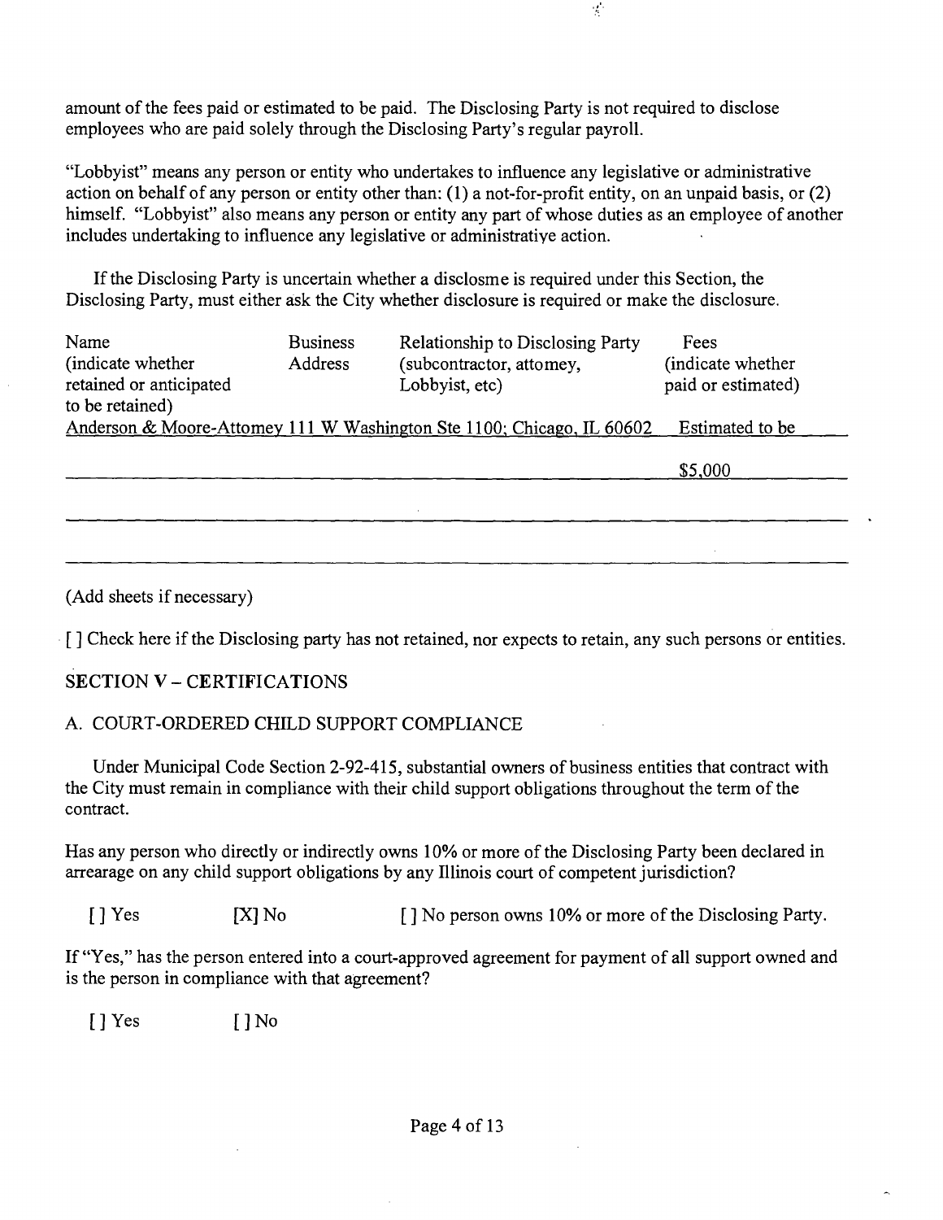amount of the fees paid or estimated to be paid. The Disclosing Party is not required to disclose employees who are paid solely through the Disclosing Party's regular payroll.

"Lobbyist" means any person or entity who undertakes to influence any legislative or administrative action on behalf of any person or entity other than: (1) a not-for-profit entity, on an unpaid basis, or (2) himself. "Lobbyist" also means any person or entity any part of whose duties as an employee of another includes undertaking to influence any legislative or administrative action.

If the Disclosing Party is uncertain whether a disclosme is required under this Section, the Disclosing Party, must either ask the City whether disclosure is required or make the disclosure.

| Name (indicate whether retained or anticipated to be retained) | Business Address | Relationship to Disclosing Party (subcontractor, attomey, Lobbyist, etc) | Fees (indicate whether paid or estimated) |
|---|---|---|---|
| Anderson & Moore-Attomey | 111 W Washington Ste 1100; Chicago, IL 60602 | | Estimated to be $5,000 |
| | | | |
| | | | |

(Add sheets if necessary)

[ ] Check here if the Disclosing party has not retained, nor expects to retain, any such persons or entities.

## SECTION V – CERTIFICATIONS

### A. COURT-ORDERED CHILD SUPPORT COMPLIANCE

Under Municipal Code Section 2-92-415, substantial owners of business entities that contract with the City must remain in compliance with their child support obligations throughout the term of the contract.

Has any person who directly or indirectly owns 10% or more of the Disclosing Party been declared in arrearage on any child support obligations by any Illinois court of competent jurisdiction?

[ ] Yes [X] No [ ] No person owns 10% or more of the Disclosing Party.

If "Yes," has the person entered into a court-approved agreement for payment of all support owned and is the person in compliance with that agreement?

[ ] Yes [ ] No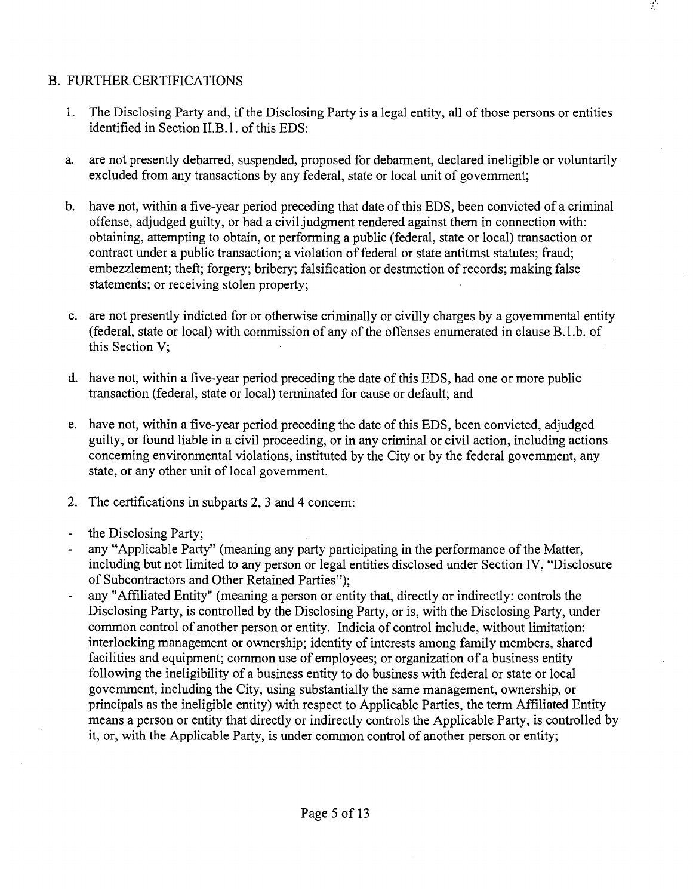## B. FURTHER CERTIFICATIONS

1. The Disclosing Party and, if the Disclosing Party is a legal entity, all of those persons or entities identified in Section II.B.1. of this EDS:

   a. are not presently debarred, suspended, proposed for debarment, declared ineligible or voluntarily excluded from any transactions by any federal, state or local unit of govemment;

   b. have not, within a five-year period preceding that date of this EDS, been convicted of a criminal offense, adjudged guilty, or had a civil judgment rendered against them in connection with: obtaining, attempting to obtain, or performing a public (federal, state or local) transaction or contract under a public transaction; a violation of federal or state antitmst statutes; fraud; embezzlement; theft; forgery; bribery; falsification or destmction of records; making false statements; or receiving stolen property;

   c. are not presently indicted for or otherwise criminally or civilly charges by a govemmental entity (federal, state or local) with commission of any of the offenses enumerated in clause B.1.b. of this Section V;

   d. have not, within a five-year period preceding the date of this EDS, had one or more public transaction (federal, state or local) terminated for cause or default; and

   e. have not, within a five-year period preceding the date of this EDS, been convicted, adjudged guilty, or found liable in a civil proceeding, or in any criminal or civil action, including actions conceming environmental violations, instituted by the City or by the federal govemment, any state, or any other unit of local govemment.

2. The certifications in subparts 2, 3 and 4 concem:

- the Disclosing Party;
- any "Applicable Party" (meaning any party participating in the performance of the Matter, including but not limited to any person or legal entities disclosed under Section IV, "Disclosure of Subcontractors and Other Retained Parties");
- any "Affiliated Entity" (meaning a person or entity that, directly or indirectly: controls the Disclosing Party, is controlled by the Disclosing Party, or is, with the Disclosing Party, under common control of another person or entity. Indicia of control include, without limitation: interlocking management or ownership; identity of interests among family members, shared facilities and equipment; common use of employees; or organization of a business entity following the ineligibility of a business entity to do business with federal or state or local govemment, including the City, using substantially the same management, ownership, or principals as the ineligible entity) with respect to Applicable Parties, the term Affiliated Entity means a person or entity that directly or indirectly controls the Applicable Party, is controlled by it, or, with the Applicable Party, is under common control of another person or entity;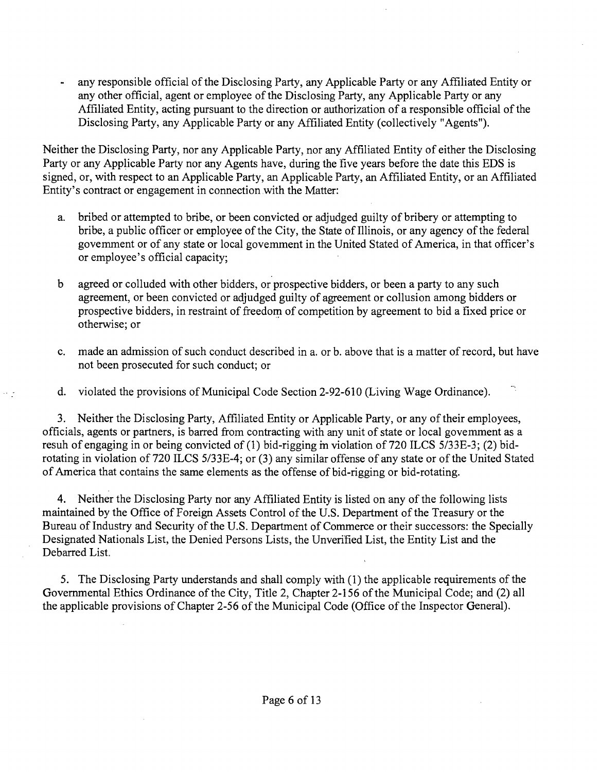- any responsible official of the Disclosing Party, any Applicable Party or any Affiliated Entity or any other official, agent or employee of the Disclosing Party, any Applicable Party or any Affiliated Entity, acting pursuant to the direction or authorization of a responsible official of the Disclosing Party, any Applicable Party or any Affiliated Entity (collectively "Agents").

Neither the Disclosing Party, nor any Applicable Party, nor any Affiliated Entity of either the Disclosing Party or any Applicable Party nor any Agents have, during the five years before the date this EDS is signed, or, with respect to an Applicable Party, an Applicable Party, an Affiliated Entity, or an Affiliated Entity's contract or engagement in connection with the Matter:

a. bribed or attempted to bribe, or been convicted or adjudged guilty of bribery or attempting to bribe, a public officer or employee of the City, the State of Illinois, or any agency of the federal government or of any state or local government in the United Stated of America, in that officer's or employee's official capacity;

b agreed or colluded with other bidders, or prospective bidders, or been a party to any such agreement, or been convicted or adjudged guilty of agreement or collusion among bidders or prospective bidders, in restraint of freedom of competition by agreement to bid a fixed price or otherwise; or

c. made an admission of such conduct described in a. or b. above that is a matter of record, but have not been prosecuted for such conduct; or

d. violated the provisions of Municipal Code Section 2-92-610 (Living Wage Ordinance).

3. Neither the Disclosing Party, Affiliated Entity or Applicable Party, or any of their employees, officials, agents or partners, is barred from contracting with any unit of state or local government as a resuh of engaging in or being convicted of (1) bid-rigging in violation of 720 ILCS 5/33E-3; (2) bid-rotating in violation of 720 ILCS 5/33E-4; or (3) any similar offense of any state or of the United Stated of America that contains the same elements as the offense of bid-rigging or bid-rotating.

4. Neither the Disclosing Party nor any Affiliated Entity is listed on any of the following lists maintained by the Office of Foreign Assets Control of the U.S. Department of the Treasury or the Bureau of Industry and Security of the U.S. Department of Commerce or their successors: the Specially Designated Nationals List, the Denied Persons Lists, the Unverified List, the Entity List and the Debarred List.

5. The Disclosing Party understands and shall comply with (1) the applicable requirements of the Governmental Ethics Ordinance of the City, Title 2, Chapter 2-156 of the Municipal Code; and (2) all the applicable provisions of Chapter 2-56 of the Municipal Code (Office of the Inspector General).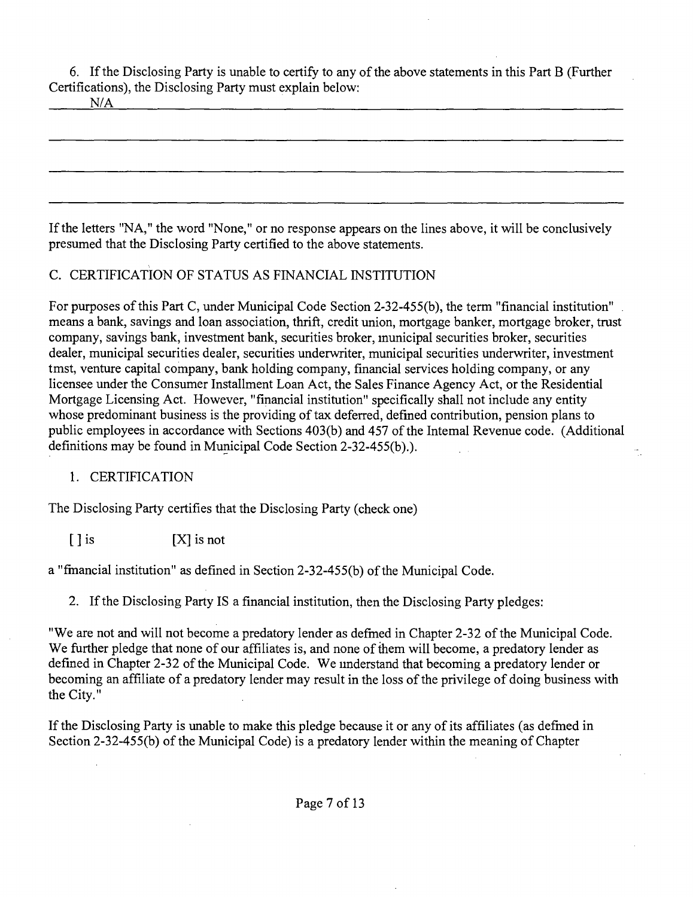6. If the Disclosing Party is unable to certify to any of the above statements in this Part B (Further Certifications), the Disclosing Party must explain below:

N/A

If the letters "NA," the word "None," or no response appears on the lines above, it will be conclusively presumed that the Disclosing Party certified to the above statements.

C. CERTIFICATION OF STATUS AS FINANCIAL INSTITUTION

For purposes of this Part C, under Municipal Code Section 2-32-455(b), the term "financial institution" means a bank, savings and loan association, thrift, credit union, mortgage banker, mortgage broker, trust company, savings bank, investment bank, securities broker, municipal securities broker, securities dealer, municipal securities dealer, securities underwriter, municipal securities underwriter, investment tmst, venture capital company, bank holding company, financial services holding company, or any licensee under the Consumer Installment Loan Act, the Sales Finance Agency Act, or the Residential Mortgage Licensing Act. However, "financial institution" specifically shall not include any entity whose predominant business is the providing of tax deferred, defined contribution, pension plans to public employees in accordance with Sections 403(b) and 457 of the Intemal Revenue code. (Additional definitions may be found in Municipal Code Section 2-32-455(b).).

1. CERTIFICATION

The Disclosing Party certifies that the Disclosing Party (check one)

[ ] is [X] is not

a "financial institution" as defined in Section 2-32-455(b) of the Municipal Code.

2. If the Disclosing Party IS a financial institution, then the Disclosing Party pledges:

"We are not and will not become a predatory lender as defined in Chapter 2-32 of the Municipal Code. We further pledge that none of our affiliates is, and none of them will become, a predatory lender as defined in Chapter 2-32 of the Municipal Code. We understand that becoming a predatory lender or becoming an affiliate of a predatory lender may result in the loss of the privilege of doing business with the City."

If the Disclosing Party is unable to make this pledge because it or any of its affiliates (as defined in Section 2-32-455(b) of the Municipal Code) is a predatory lender within the meaning of Chapter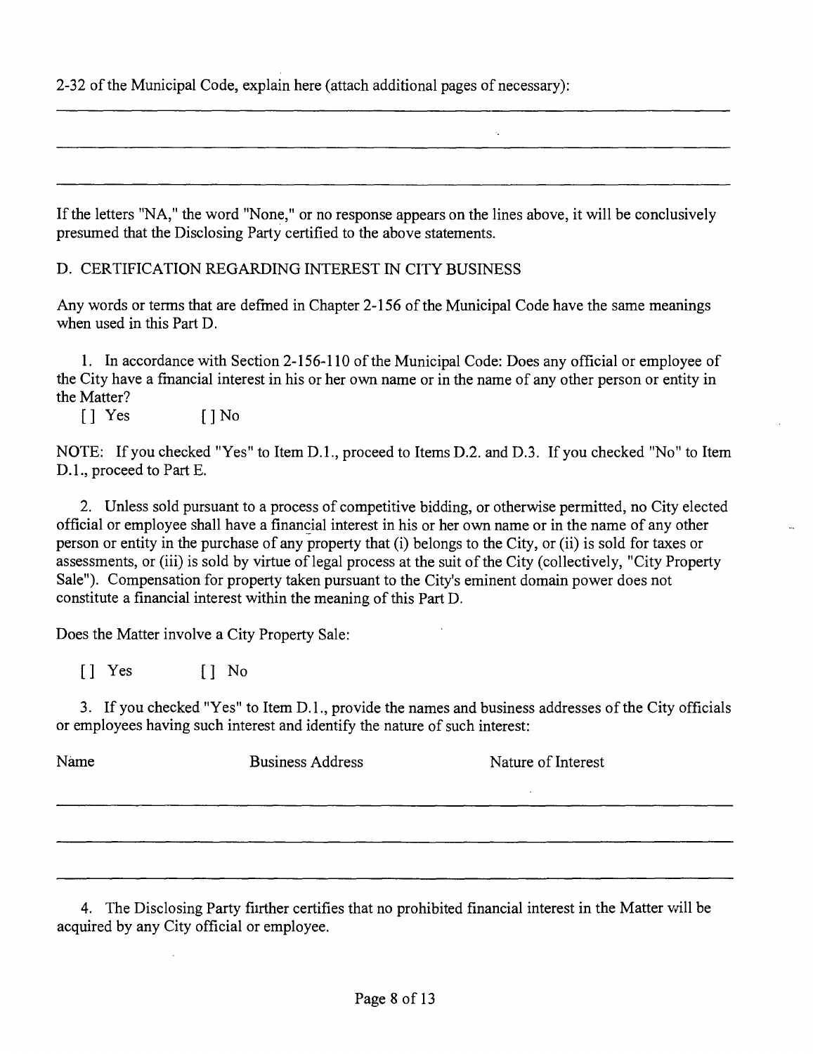2-32 of the Municipal Code, explain here (attach additional pages of necessary):

\_\_\_\_\_\_\_\_\_\_\_\_\_\_\_\_\_\_\_\_\_\_\_\_\_\_\_\_\_\_\_\_\_\_\_\_\_\_\_\_\_\_\_\_\_\_\_\_\_\_\_\_\_\_\_\_\_\_\_\_\_\_\_\_\_\_\_\_\_\_

\_\_\_\_\_\_\_\_\_\_\_\_\_\_\_\_\_\_\_\_\_\_\_\_\_\_\_\_\_\_\_\_\_\_\_\_\_\_\_\_\_\_\_\_\_\_\_\_\_\_\_\_\_\_\_\_\_\_\_\_\_\_\_\_\_\_\_\_\_\_

\_\_\_\_\_\_\_\_\_\_\_\_\_\_\_\_\_\_\_\_\_\_\_\_\_\_\_\_\_\_\_\_\_\_\_\_\_\_\_\_\_\_\_\_\_\_\_\_\_\_\_\_\_\_\_\_\_\_\_\_\_\_\_\_\_\_\_\_\_\_

If the letters "NA," the word "None," or no response appears on the lines above, it will be conclusively presumed that the Disclosing Party certified to the above statements.

D. CERTIFICATION REGARDING INTEREST IN CITY BUSINESS

Any words or terms that are defined in Chapter 2-156 of the Municipal Code have the same meanings when used in this Part D.

1. In accordance with Section 2-156-110 of the Municipal Code: Does any official or employee of the City have a financial interest in his or her own name or in the name of any other person or entity in the Matter?

[ ] Yes [ ] No

NOTE: If you checked "Yes" to Item D.1., proceed to Items D.2. and D.3. If you checked "No" to Item D.1., proceed to Part E.

2. Unless sold pursuant to a process of competitive bidding, or otherwise permitted, no City elected official or employee shall have a financial interest in his or her own name or in the name of any other person or entity in the purchase of any property that (i) belongs to the City, or (ii) is sold for taxes or assessments, or (iii) is sold by virtue of legal process at the suit of the City (collectively, "City Property Sale"). Compensation for property taken pursuant to the City's eminent domain power does not constitute a financial interest within the meaning of this Part D.

Does the Matter involve a City Property Sale:

[ ] Yes [ ] No

3. If you checked "Yes" to Item D.1., provide the names and business addresses of the City officials or employees having such interest and identify the nature of such interest:

| Name | Business Address | Nature of Interest |
| --- | --- | --- |
| | | |
| | | |
| | | |

4. The Disclosing Party further certifies that no prohibited financial interest in the Matter will be acquired by any City official or employee.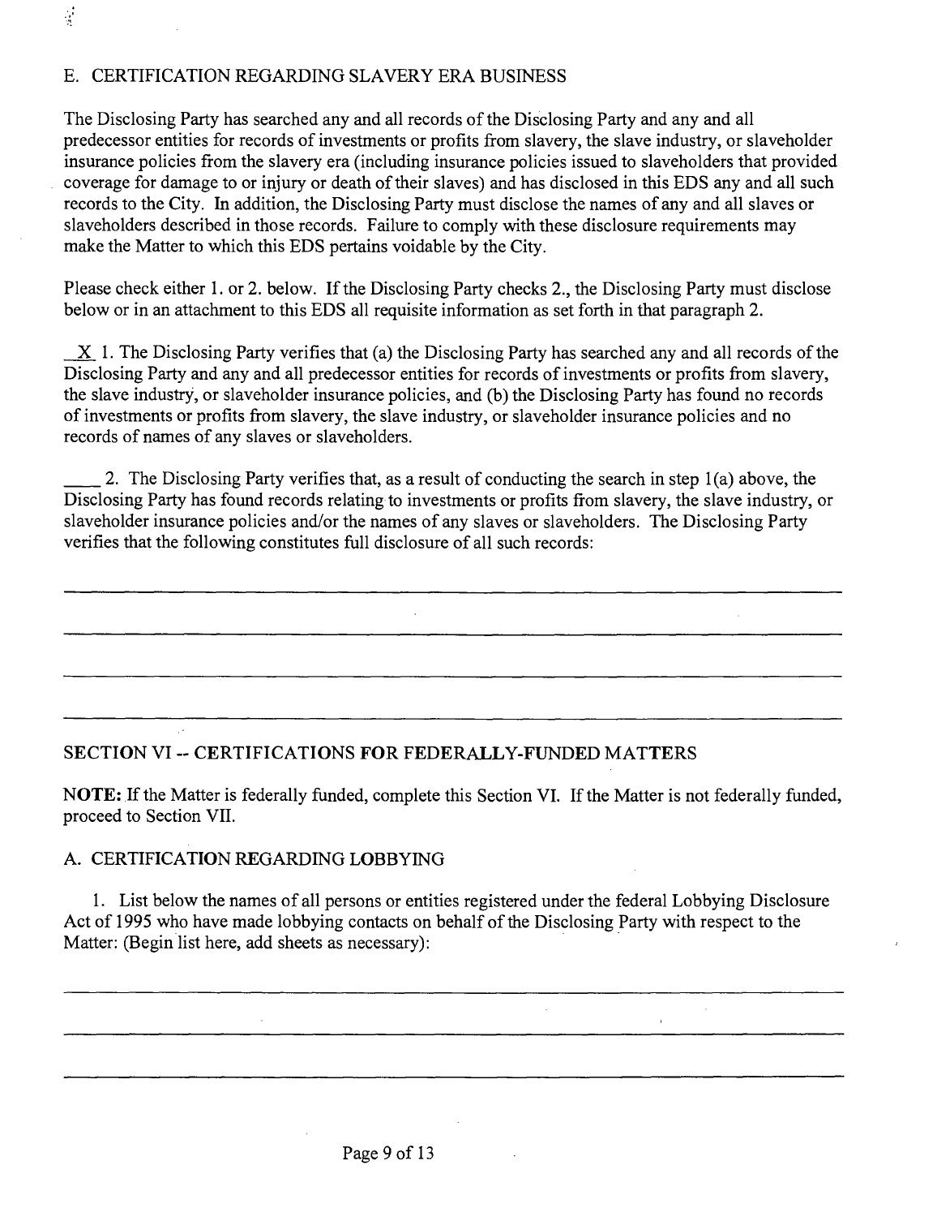## E. CERTIFICATION REGARDING SLAVERY ERA BUSINESS

The Disclosing Party has searched any and all records of the Disclosing Party and any and all predecessor entities for records of investments or profits from slavery, the slave industry, or slaveholder insurance policies from the slavery era (including insurance policies issued to slaveholders that provided coverage for damage to or injury or death of their slaves) and has disclosed in this EDS any and all such records to the City. In addition, the Disclosing Party must disclose the names of any and all slaves or slaveholders described in those records. Failure to comply with these disclosure requirements may make the Matter to which this EDS pertains voidable by the City.

Please check either 1. or 2. below. If the Disclosing Party checks 2., the Disclosing Party must disclose below or in an attachment to this EDS all requisite information as set forth in that paragraph 2.

_X_ 1. The Disclosing Party verifies that (a) the Disclosing Party has searched any and all records of the Disclosing Party and any and all predecessor entities for records of investments or profits from slavery, the slave industry, or slaveholder insurance policies, and (b) the Disclosing Party has found no records of investments or profits from slavery, the slave industry, or slaveholder insurance policies and no records of names of any slaves or slaveholders.

____ 2. The Disclosing Party verifies that, as a result of conducting the search in step 1(a) above, the Disclosing Party has found records relating to investments or profits from slavery, the slave industry, or slaveholder insurance policies and/or the names of any slaves or slaveholders. The Disclosing Party verifies that the following constitutes full disclosure of all such records:

______________________________________________________________________________

______________________________________________________________________________

______________________________________________________________________________

______________________________________________________________________________

## SECTION VI -- CERTIFICATIONS FOR FEDERALLY-FUNDED MATTERS

**NOTE:** If the Matter is federally funded, complete this Section VI. If the Matter is not federally funded, proceed to Section VII.

### A. CERTIFICATION REGARDING LOBBYING

1. List below the names of all persons or entities registered under the federal Lobbying Disclosure Act of 1995 who have made lobbying contacts on behalf of the Disclosing Party with respect to the Matter: (Begin list here, add sheets as necessary):

______________________________________________________________________________

______________________________________________________________________________

______________________________________________________________________________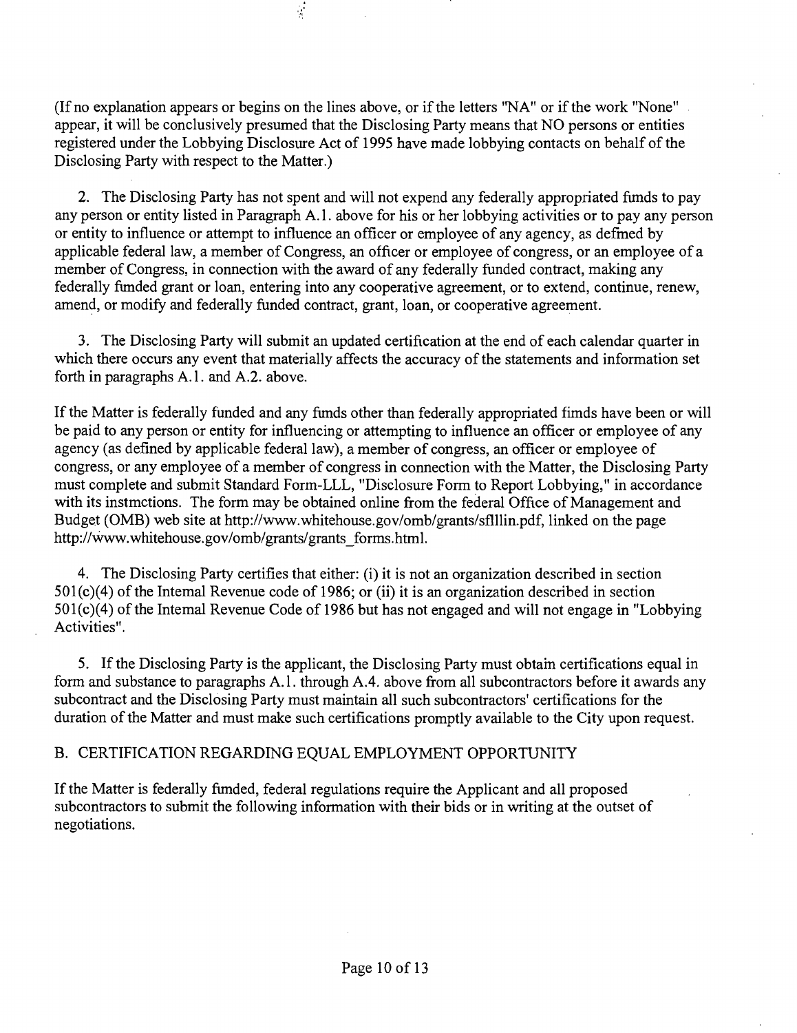(If no explanation appears or begins on the lines above, or if the letters "NA" or if the work "None" appear, it will be conclusively presumed that the Disclosing Party means that NO persons or entities registered under the Lobbying Disclosure Act of 1995 have made lobbying contacts on behalf of the Disclosing Party with respect to the Matter.)

2. The Disclosing Party has not spent and will not expend any federally appropriated fimds to pay any person or entity listed in Paragraph A.1. above for his or her lobbying activities or to pay any person or entity to influence or attempt to influence an officer or employee of any agency, as defined by applicable federal law, a member of Congress, an officer or employee of congress, or an employee of a member of Congress, in connection with the award of any federally funded contract, making any federally fimded grant or loan, entering into any cooperative agreement, or to extend, continue, renew, amend, or modify and federally funded contract, grant, loan, or cooperative agreement.

3. The Disclosing Party will submit an updated certification at the end of each calendar quarter in which there occurs any event that materially affects the accuracy of the statements and information set forth in paragraphs A.1. and A.2. above.

If the Matter is federally funded and any fimds other than federally appropriated fimds have been or will be paid to any person or entity for influencing or attempting to influence an officer or employee of any agency (as defined by applicable federal law), a member of congress, an officer or employee of congress, or any employee of a member of congress in connection with the Matter, the Disclosing Party must complete and submit Standard Form-LLL, "Disclosure Form to Report Lobbying," in accordance with its instmctions. The form may be obtained online from the federal Office of Management and Budget (OMB) web site at http://www.whitehouse.gov/omb/grants/sflllin.pdf, linked on the page http://www.whitehouse.gov/omb/grants/grants_forms.html.

4. The Disclosing Party certifies that either: (i) it is not an organization described in section 501(c)(4) of the Intemal Revenue code of 1986; or (ii) it is an organization described in section 501(c)(4) of the Intemal Revenue Code of 1986 but has not engaged and will not engage in "Lobbying Activities".

5. If the Disclosing Party is the applicant, the Disclosing Party must obtain certifications equal in form and substance to paragraphs A.1. through A.4. above from all subcontractors before it awards any subcontract and the Disclosing Party must maintain all such subcontractors' certifications for the duration of the Matter and must make such certifications promptly available to the City upon request.

## B. CERTIFICATION REGARDING EQUAL EMPLOYMENT OPPORTUNITY

If the Matter is federally fimded, federal regulations require the Applicant and all proposed subcontractors to submit the following information with their bids or in writing at the outset of negotiations.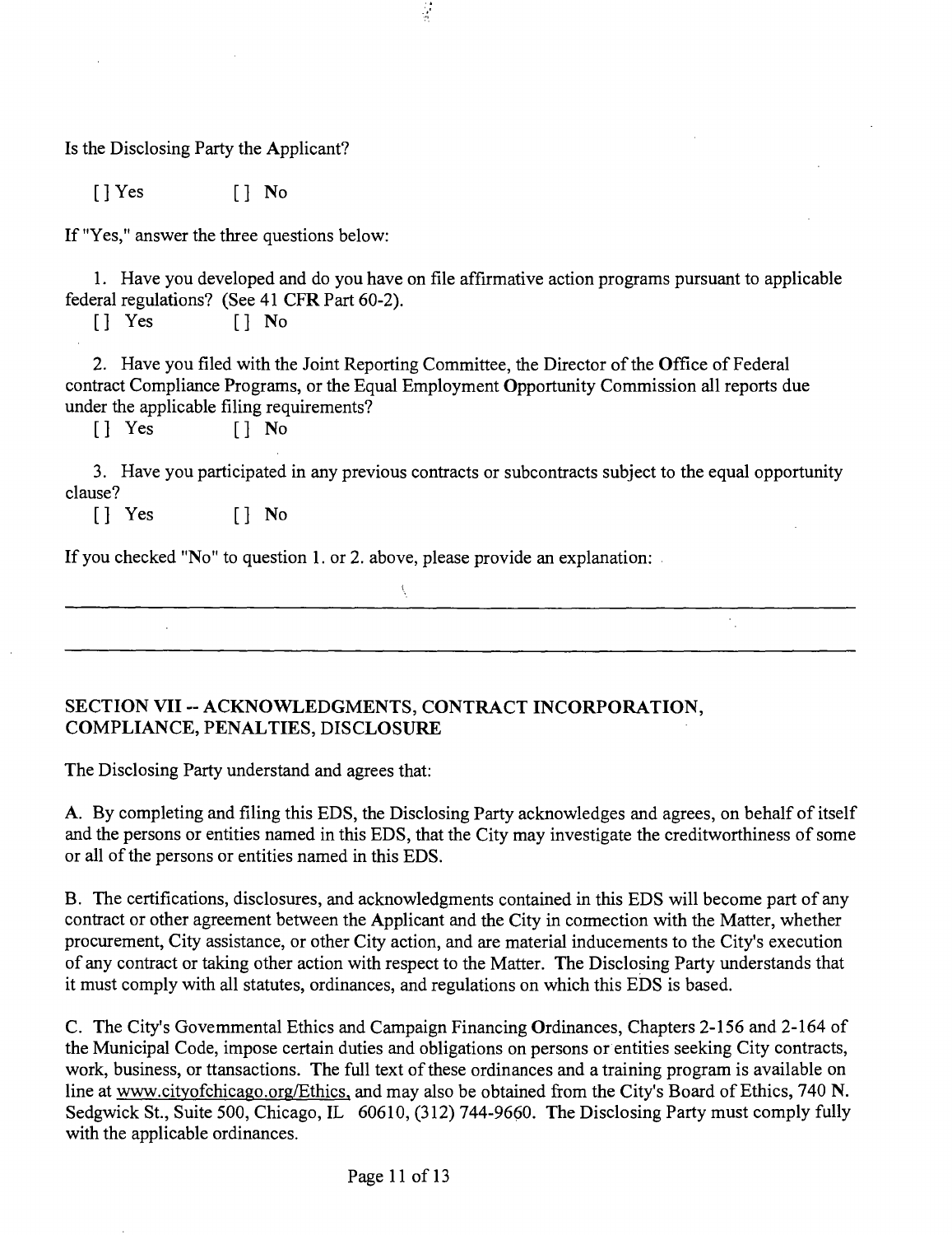Is the Disclosing Party the Applicant?

[] Yes [] No

If "Yes," answer the three questions below:

1. Have you developed and do you have on file affirmative action programs pursuant to applicable federal regulations? (See 41 CFR Part 60-2).

[] Yes [] No

2. Have you filed with the Joint Reporting Committee, the Director of the Office of Federal contract Compliance Programs, or the Equal Employment Opportunity Commission all reports due under the applicable filing requirements?

[] Yes [] No

3. Have you participated in any previous contracts or subcontracts subject to the equal opportunity clause?

[] Yes [] No

If you checked "No" to question 1. or 2. above, please provide an explanation:

---

---

## SECTION VII -- ACKNOWLEDGMENTS, CONTRACT INCORPORATION, COMPLIANCE, PENALTIES, DISCLOSURE

The Disclosing Party understand and agrees that:

A. By completing and filing this EDS, the Disclosing Party acknowledges and agrees, on behalf of itself and the persons or entities named in this EDS, that the City may investigate the creditworthiness of some or all of the persons or entities named in this EDS.

B. The certifications, disclosures, and acknowledgments contained in this EDS will become part of any contract or other agreement between the Applicant and the City in connection with the Matter, whether procurement, City assistance, or other City action, and are material inducements to the City's execution of any contract or taking other action with respect to the Matter. The Disclosing Party understands that it must comply with all statutes, ordinances, and regulations on which this EDS is based.

C. The City's Governmental Ethics and Campaign Financing Ordinances, Chapters 2-156 and 2-164 of the Municipal Code, impose certain duties and obligations on persons or entities seeking City contracts, work, business, or transactions. The full text of these ordinances and a training program is available on line at www.cityofchicago.org/Ethics, and may also be obtained from the City's Board of Ethics, 740 N. Sedgwick St., Suite 500, Chicago, IL 60610, (312) 744-9660. The Disclosing Party must comply fully with the applicable ordinances.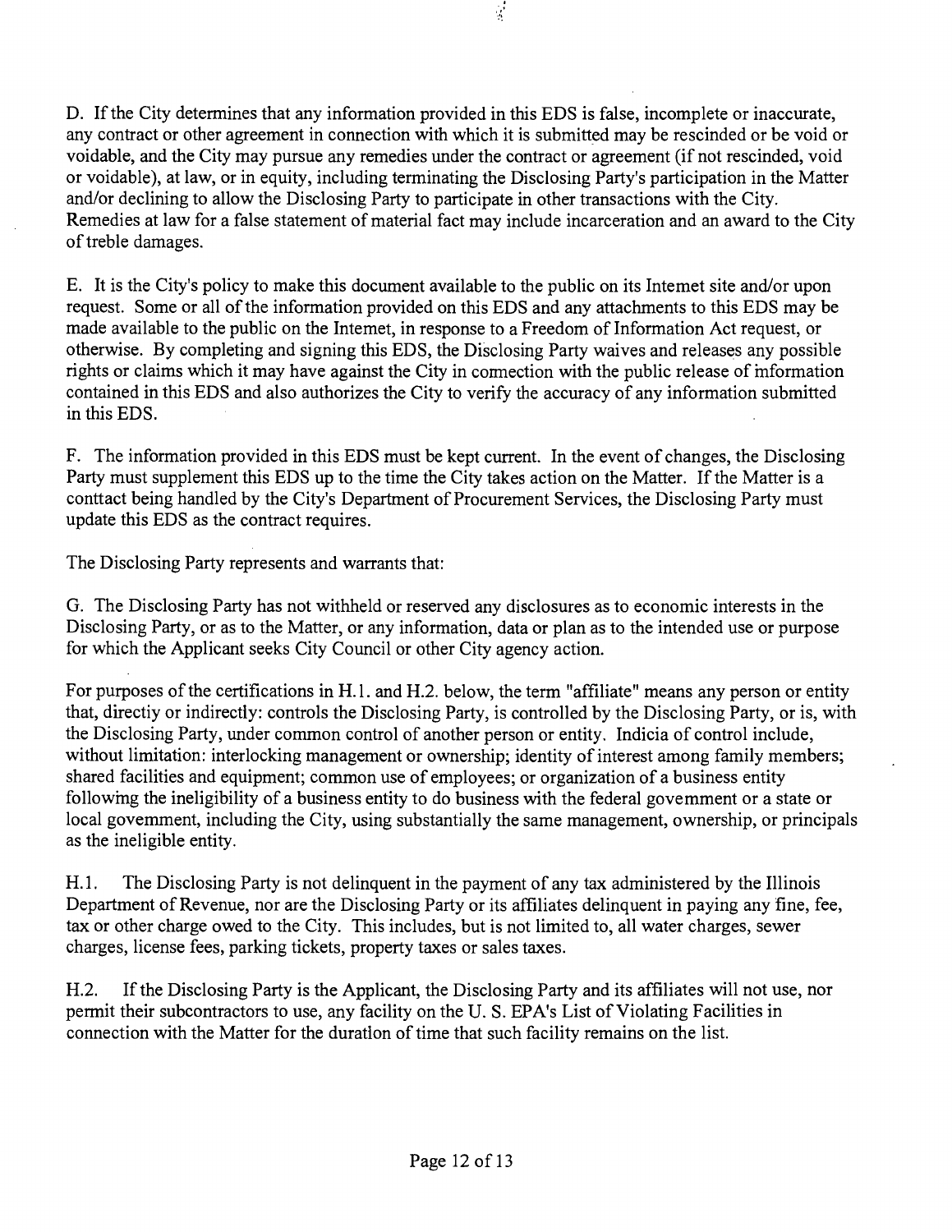D. If the City determines that any information provided in this EDS is false, incomplete or inaccurate, any contract or other agreement in connection with which it is submitted may be rescinded or be void or voidable, and the City may pursue any remedies under the contract or agreement (if not rescinded, void or voidable), at law, or in equity, including terminating the Disclosing Party's participation in the Matter and/or declining to allow the Disclosing Party to participate in other transactions with the City. Remedies at law for a false statement of material fact may include incarceration and an award to the City of treble damages.

E. It is the City's policy to make this document available to the public on its Intemet site and/or upon request. Some or all of the information provided on this EDS and any attachments to this EDS may be made available to the public on the Intemet, in response to a Freedom of Information Act request, or otherwise. By completing and signing this EDS, the Disclosing Party waives and releases any possible rights or claims which it may have against the City in connection with the public release of information contained in this EDS and also authorizes the City to verify the accuracy of any information submitted in this EDS.

F. The information provided in this EDS must be kept current. In the event of changes, the Disclosing Party must supplement this EDS up to the time the City takes action on the Matter. If the Matter is a conttact being handled by the City's Department of Procurement Services, the Disclosing Party must update this EDS as the contract requires.

The Disclosing Party represents and warrants that:

G. The Disclosing Party has not withheld or reserved any disclosures as to economic interests in the Disclosing Party, or as to the Matter, or any information, data or plan as to the intended use or purpose for which the Applicant seeks City Council or other City agency action.

For purposes of the certifications in H.1. and H.2. below, the term "affiliate" means any person or entity that, directiy or indirectly: controls the Disclosing Party, is controlled by the Disclosing Party, or is, with the Disclosing Party, under common control of another person or entity. Indicia of control include, without limitation: interlocking management or ownership; identity of interest among family members; shared facilities and equipment; common use of employees; or organization of a business entity following the ineligibility of a business entity to do business with the federal govemment or a state or local govemment, including the City, using substantially the same management, ownership, or principals as the ineligible entity.

H.1. The Disclosing Party is not delinquent in the payment of any tax administered by the Illinois Department of Revenue, nor are the Disclosing Party or its affiliates delinquent in paying any fine, fee, tax or other charge owed to the City. This includes, but is not limited to, all water charges, sewer charges, license fees, parking tickets, property taxes or sales taxes.

H.2. If the Disclosing Party is the Applicant, the Disclosing Party and its affiliates will not use, nor permit their subcontractors to use, any facility on the U. S. EPA's List of Violating Facilities in connection with the Matter for the duratlon of time that such facility remains on the list.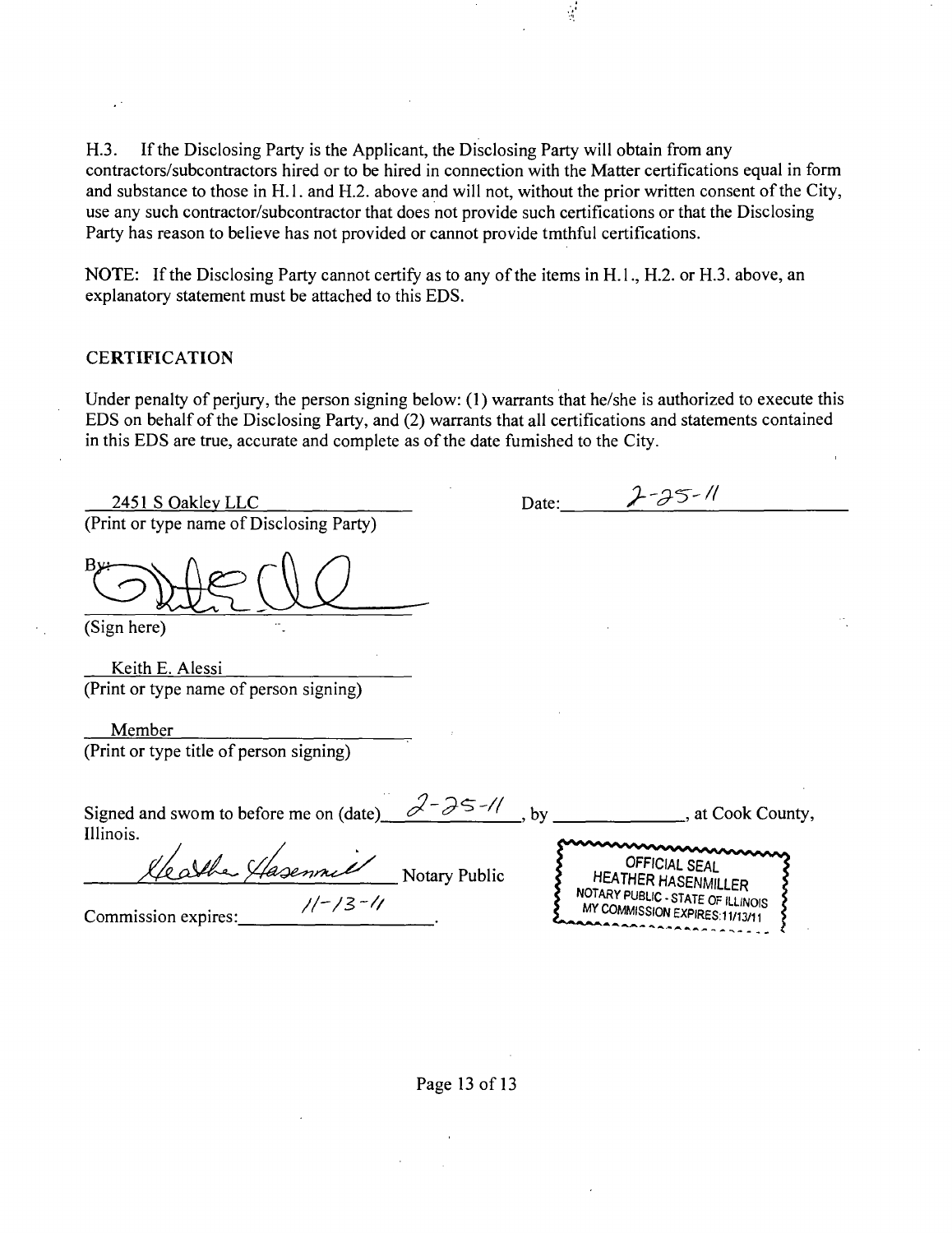H.3. If the Disclosing Party is the Applicant, the Disclosing Party will obtain from any contractors/subcontractors hired or to be hired in connection with the Matter certifications equal in form and substance to those in H.1. and H.2. above and will not, without the prior written consent of the City, use any such contractor/subcontractor that does not provide such certifications or that the Disclosing Party has reason to believe has not provided or cannot provide tmthful certifications.

NOTE: If the Disclosing Party cannot certify as to any of the items in H.1., H.2. or H.3. above, an explanatory statement must be attached to this EDS.

## CERTIFICATION

Under penalty of perjury, the person signing below: (1) warrants that he/she is authorized to execute this EDS on behalf of the Disclosing Party, and (2) warrants that all certifications and statements contained in this EDS are true, accurate and complete as of the date fumished to the City.

2451 S Oakley LLC
(Print or type name of Disclosing Party)

Date: 2-25-11

By: [signature]
(Sign here)

Keith E. Alessi
(Print or type name of person signing)

Member
(Print or type title of person signing)

Signed and swom to before me on (date) 2-25-11, by \_\_\_\_\_\_\_\_\_\_, at Cook County, Illinois.

[signature] Notary Public

Commission expires: 11-13-11.

OFFICIAL SEAL
HEATHER HASENMILLER
NOTARY PUBLIC - STATE OF ILLINOIS
MY COMMISSION EXPIRES:11/13/11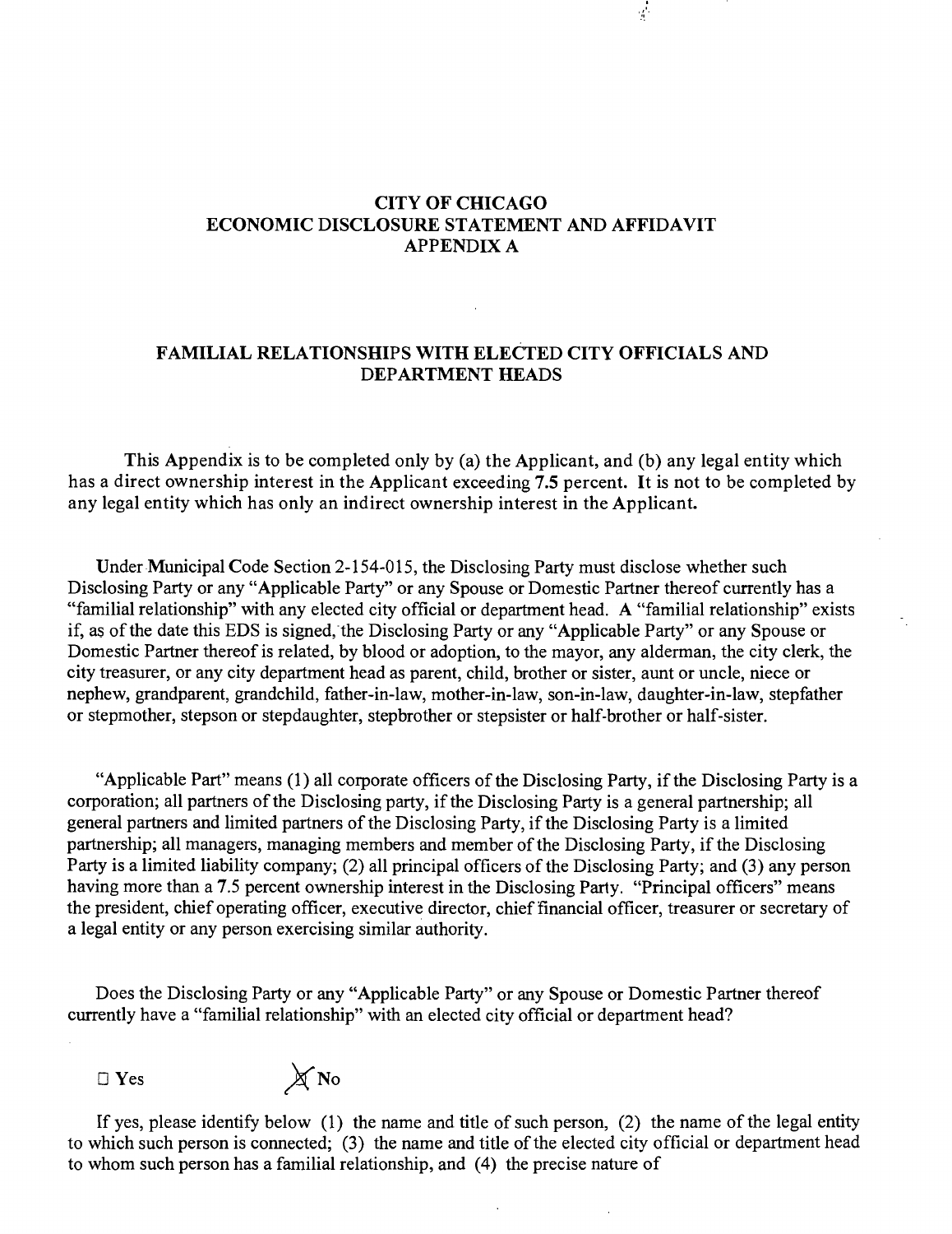# CITY OF CHICAGO
# ECONOMIC DISCLOSURE STATEMENT AND AFFIDAVIT
# APPENDIX A

## FAMILIAL RELATIONSHIPS WITH ELECTED CITY OFFICIALS AND DEPARTMENT HEADS

This Appendix is to be completed only by (a) the Applicant, and (b) any legal entity which has a direct ownership interest in the Applicant exceeding **7.5** percent. **It** is not to be completed by any legal entity which has only an indirect ownership interest in the Applicant.

Under Municipal Code Section 2-154-015, the Disclosing Party must disclose whether such Disclosing Party or any "Applicable Party" or any Spouse or Domestic Partner thereof currently has a "familial relationship" with any elected city official or department head. A "familial relationship" exists if, as of the date this EDS is signed, the Disclosing Party or any "Applicable Party" or any Spouse or Domestic Partner thereof is related, by blood or adoption, to the mayor, any alderman, the city clerk, the city treasurer, or any city department head as parent, child, brother or sister, aunt or uncle, niece or nephew, grandparent, grandchild, father-in-law, mother-in-law, son-in-law, daughter-in-law, stepfather or stepmother, stepson or stepdaughter, stepbrother or stepsister or half-brother or half-sister.

"Applicable Part" means (1) all corporate officers of the Disclosing Party, if the Disclosing Party is a corporation; all partners of the Disclosing party, if the Disclosing Party is a general partnership; all general partners and limited partners of the Disclosing Party, if the Disclosing Party is a limited partnership; all managers, managing members and member of the Disclosing Party, if the Disclosing Party is a limited liability company; (2) all principal officers of the Disclosing Party; and (3) any person having more than a 7.5 percent ownership interest in the Disclosing Party. "Principal officers" means the president, chief operating officer, executive director, chief financial officer, treasurer or secretary of a legal entity or any person exercising similar authority.

Does the Disclosing Party or any "Applicable Party" or any Spouse or Domestic Partner thereof currently have a "familial relationship" with an elected city official or department head?

☐ Yes ☒ No

If yes, please identify below (1) the name and title of such person, (2) the name of the legal entity to which such person is connected; (3) the name and title of the elected city official or department head to whom such person has a familial relationship, and (4) the precise nature of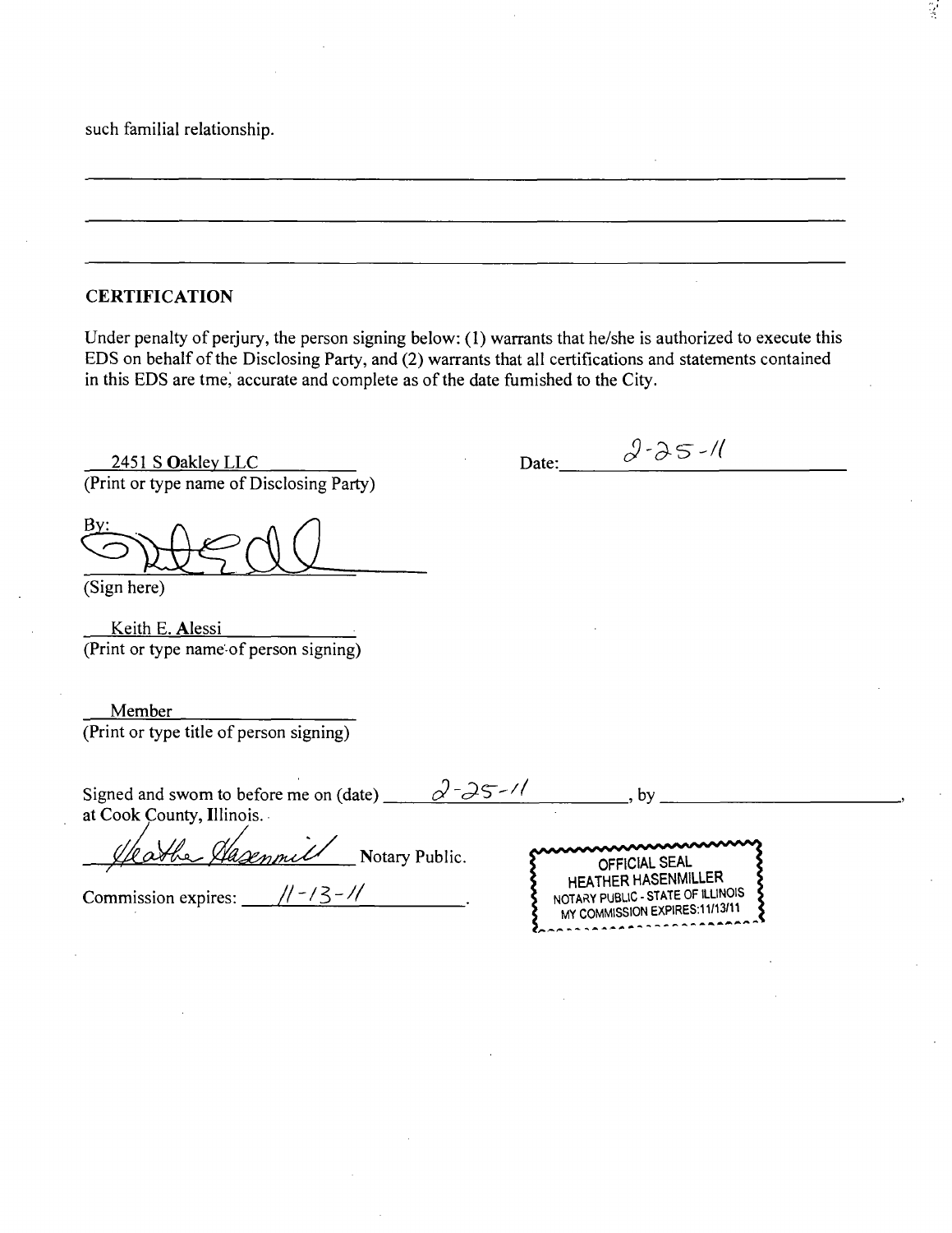such familial relationship.

---

---

---

## CERTIFICATION

Under penalty of perjury, the person signing below: (1) warrants that he/she is authorized to execute this EDS on behalf of the Disclosing Party, and (2) warrants that all certifications and statements contained in this EDS are tme; accurate and complete as of the date fumished to the City.

2451 S Oakley LLC
(Print or type name of Disclosing Party)

Date: 2-25-11

By: [signature]
(Sign here)

Keith E. Alessi
(Print or type name of person signing)

Member
(Print or type title of person signing)

Signed and swom to before me on (date) 2-25-11, by ______________,
at Cook County, Illinois.

[signature] Notary Public.

Commission expires: 11-13-11.

OFFICIAL SEAL
HEATHER HASENMILLER
NOTARY PUBLIC - STATE OF ILLINOIS
MY COMMISSION EXPIRES:11/13/11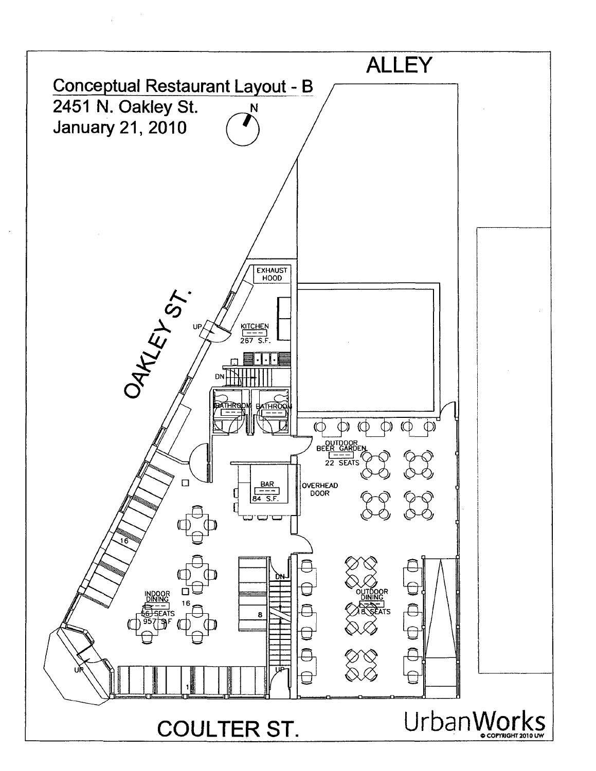# Conceptual Restaurant Layout - B

2451 N. Oakley St.

January 21, 2010

N

ALLEY

OAKLEY ST.

COULTER ST.

EXHAUST HOOD

KITCHEN
267 S.F.

UP

DN

BATHROOM

BATHROOM

OUTDOOR BEER GARDEN
22 SEATS

BAR
84 S.F.

OVERHEAD DOOR

16

INDOOR DINING
56 SEATS
957 S.F

16

8

DN

UP

OUTDOOR DINING
18 SEATS

UP

1

UrbanWorks

© COPYRIGHT 2010 UW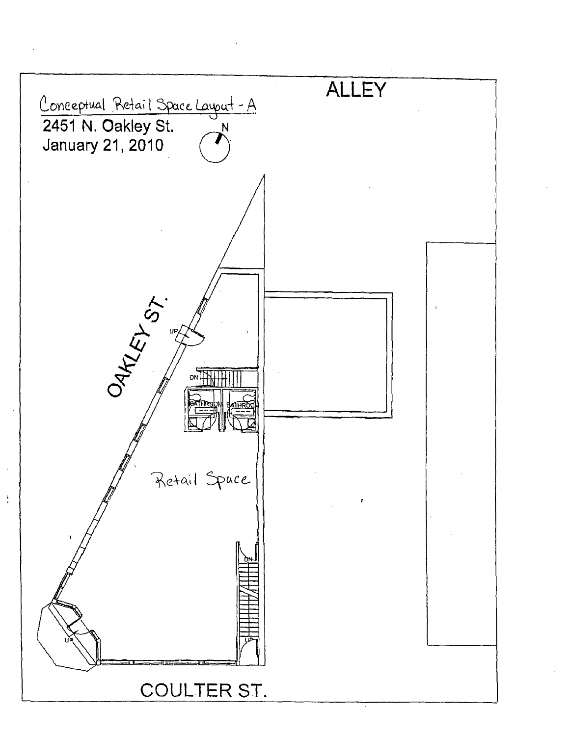Conceptual Retail Space Layout - A

2451 N. Oakley St.

January 21, 2010

N

ALLEY

OAKLEY ST.

UP

DN

BATHROOM BATHROOM

Retail Space

DN

UP

UP

COULTER ST.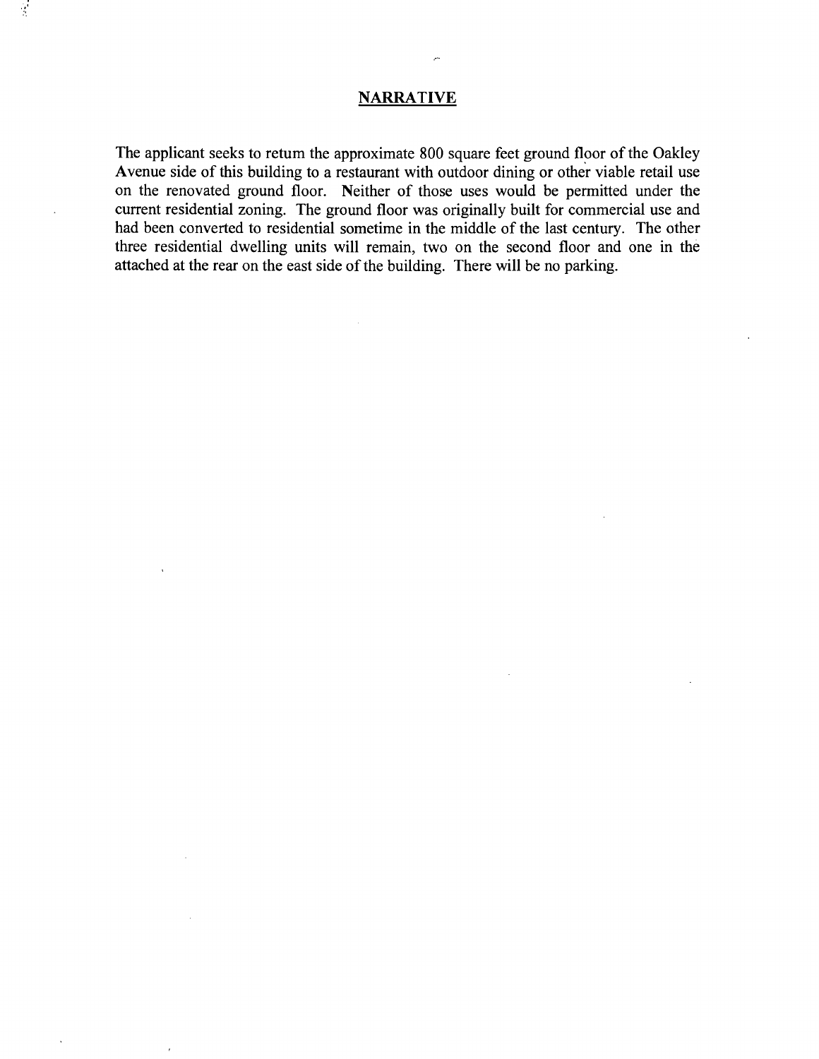## NARRATIVE

The applicant seeks to retum the approximate 800 square feet ground floor of the Oakley Avenue side of this building to a restaurant with outdoor dining or other viable retail use on the renovated ground floor. Neither of those uses would be permitted under the current residential zoning. The ground floor was originally built for commercial use and had been converted to residential sometime in the middle of the last century. The other three residential dwelling units will remain, two on the second floor and one in the attached at the rear on the east side of the building. There will be no parking.